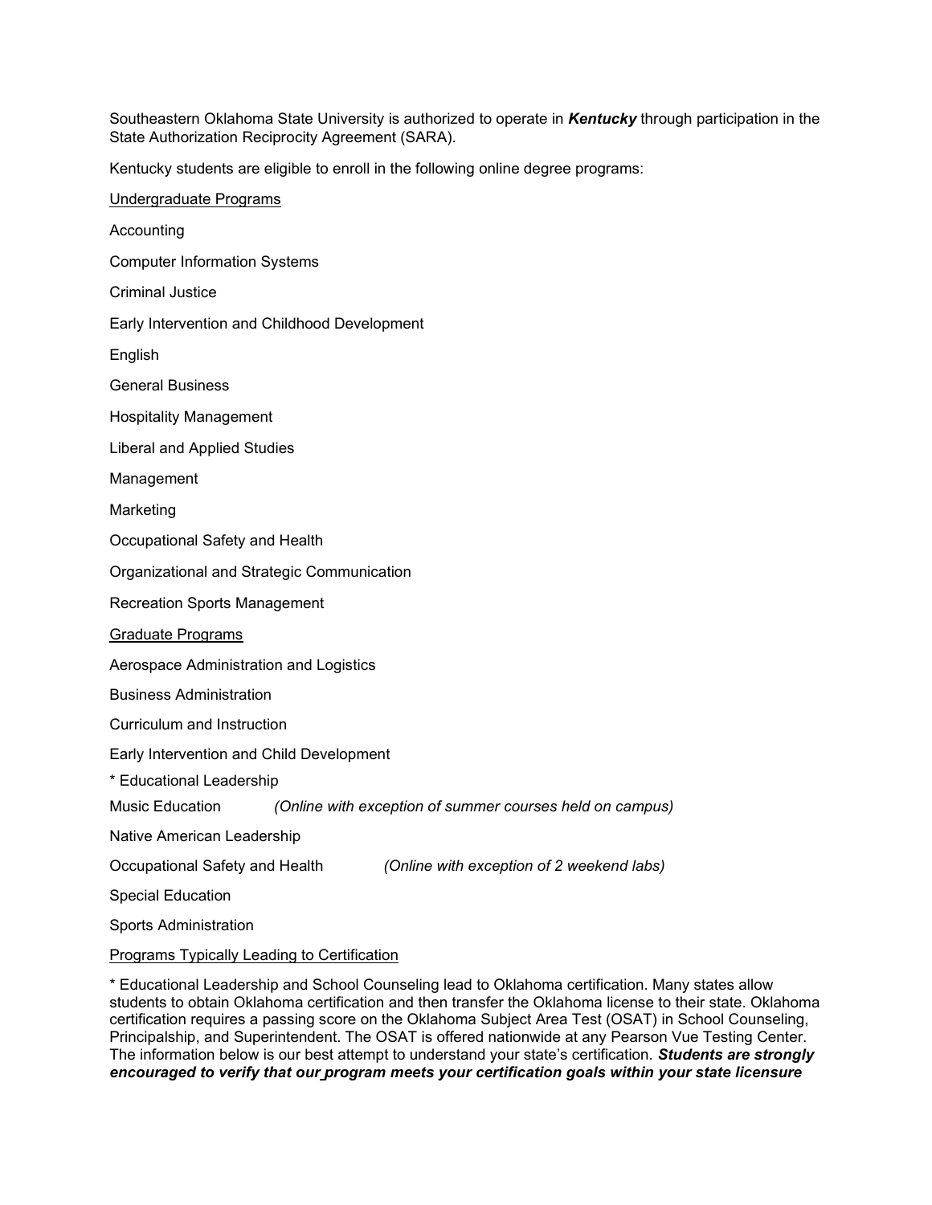Southeastern Oklahoma State University is authorized to operate in ***Kentucky*** through participation in the State Authorization Reciprocity Agreement (SARA).

Kentucky students are eligible to enroll in the following online degree programs:

<u>Undergraduate Programs</u>

Accounting

Computer Information Systems

Criminal Justice

Early Intervention and Childhood Development

English

General Business

Hospitality Management

Liberal and Applied Studies

Management

Marketing

Occupational Safety and Health

Organizational and Strategic Communication

Recreation Sports Management

<u>Graduate Programs</u>

Aerospace Administration and Logistics

Business Administration

Curriculum and Instruction

Early Intervention and Child Development

* Educational Leadership

Music Education *(Online with exception of summer courses held on campus)*

Native American Leadership

Occupational Safety and Health *(Online with exception of 2 weekend labs)*

Special Education

Sports Administration

<u>Programs Typically Leading to Certification</u>

* Educational Leadership and School Counseling lead to Oklahoma certification. Many states allow students to obtain Oklahoma certification and then transfer the Oklahoma license to their state. Oklahoma certification requires a passing score on the Oklahoma Subject Area Test (OSAT) in School Counseling, Principalship, and Superintendent. The OSAT is offered nationwide at any Pearson Vue Testing Center. The information below is our best attempt to understand your state's certification. ***Students are strongly encouraged to verify that our program meets your certification goals within your state licensure***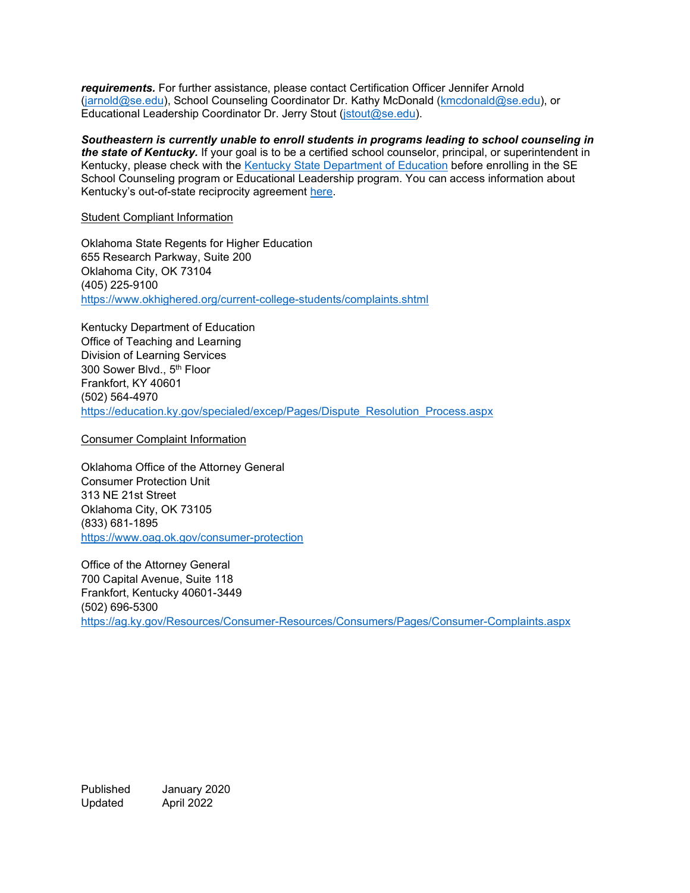***requirements.*** For further assistance, please contact Certification Officer Jennifer Arnold (jarnold@se.edu), School Counseling Coordinator Dr. Kathy McDonald (kmcdonald@se.edu), or Educational Leadership Coordinator Dr. Jerry Stout (jstout@se.edu).

***Southeastern is currently unable to enroll students in programs leading to school counseling in the state of Kentucky.*** If your goal is to be a certified school counselor, principal, or superintendent in Kentucky, please check with the Kentucky State Department of Education before enrolling in the SE School Counseling program or Educational Leadership program. You can access information about Kentucky's out-of-state reciprocity agreement here.

Student Compliant Information

Oklahoma State Regents for Higher Education
655 Research Parkway, Suite 200
Oklahoma City, OK 73104
(405) 225-9100
https://www.okhighered.org/current-college-students/complaints.shtml

Kentucky Department of Education
Office of Teaching and Learning
Division of Learning Services
300 Sower Blvd., 5th Floor
Frankfort, KY 40601
(502) 564-4970
https://education.ky.gov/specialed/excep/Pages/Dispute_Resolution_Process.aspx

Consumer Complaint Information

Oklahoma Office of the Attorney General
Consumer Protection Unit
313 NE 21st Street
Oklahoma City, OK 73105
(833) 681-1895
https://www.oag.ok.gov/consumer-protection

Office of the Attorney General
700 Capital Avenue, Suite 118
Frankfort, Kentucky 40601-3449
(502) 696-5300
https://ag.ky.gov/Resources/Consumer-Resources/Consumers/Pages/Consumer-Complaints.aspx

Published January 2020
Updated April 2022